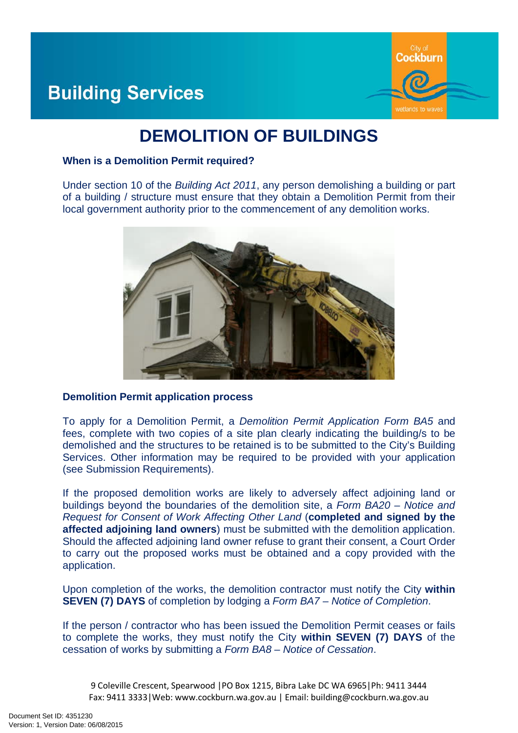# Building Services

# DEMOLITION OF BUILDINGS

### When is a Demolition Permit required?

Under section 10 of the *Building Act 2011*, any person demolishing a building or part of a building / structure must ensure that they obtain a Demolition Permit from their local government authority prior to the commencement of any demolition works.

### Demolition Permit application process

To apply for a Demolition Permit, a *Demolition Permit Application Form BA5* and fees, complete with two copies of a site plan clearly indicating the building/s to be demolished and the structures to be retained is to be submitted to the City's Building Services. Other information may be required to be provided with your application (see Submission Requirements).

If the proposed demolition works are likely to adversely affect adjoining land or buildings beyond the boundaries of the demolition site, a *Form BA20 – Notice and Request for Consent of Work Affecting Other Land* (**completed and signed by the affected adjoining land owners**) must be submitted with the demolition application. Should the affected adjoining land owner refuse to grant their consent, a Court Order to carry out the proposed works must be obtained and a copy provided with the application.

Upon completion of the works, the demolition contractor must notify the City **within SEVEN (7) DAYS** of completion by lodging a *Form BA7 – Notice of Completion*.

If the person / contractor who has been issued the Demolition Permit ceases or fails to complete the works, they must notify the City **within SEVEN (7) DAYS** of the cessation of works by submitting a *Form BA8 – Notice of Cessation*.

9 Coleville Crescent, Spearwood |PO Box 1215, Bibra Lake DC WA 6965|Ph: 9411 3444
Fax: 9411 3333|Web: www.cockburn.wa.gov.au | Email: building@cockburn.wa.gov.au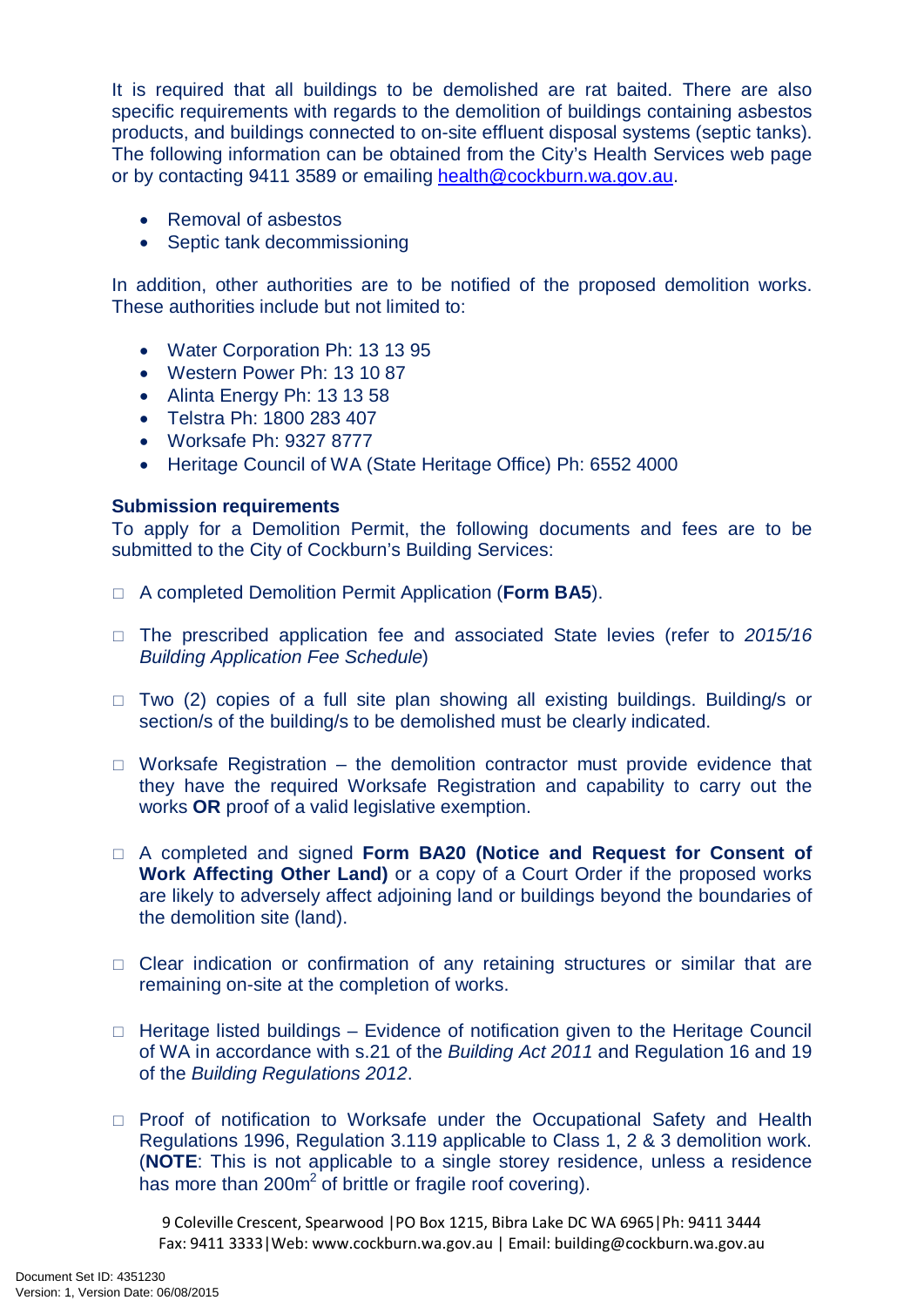It is required that all buildings to be demolished are rat baited. There are also specific requirements with regards to the demolition of buildings containing asbestos products, and buildings connected to on-site effluent disposal systems (septic tanks). The following information can be obtained from the City's Health Services web page or by contacting 9411 3589 or emailing health@cockburn.wa.gov.au.

- Removal of asbestos
- Septic tank decommissioning

In addition, other authorities are to be notified of the proposed demolition works. These authorities include but not limited to:

- Water Corporation Ph: 13 13 95
- Western Power Ph: 13 10 87
- Alinta Energy Ph: 13 13 58
- Telstra Ph: 1800 283 407
- Worksafe Ph: 9327 8777
- Heritage Council of WA (State Heritage Office) Ph: 6552 4000

**Submission requirements**

To apply for a Demolition Permit, the following documents and fees are to be submitted to the City of Cockburn's Building Services:

- ☐ A completed Demolition Permit Application (**Form BA5**).
- ☐ The prescribed application fee and associated State levies (refer to *2015/16 Building Application Fee Schedule*)
- ☐ Two (2) copies of a full site plan showing all existing buildings. Building/s or section/s of the building/s to be demolished must be clearly indicated.
- ☐ Worksafe Registration – the demolition contractor must provide evidence that they have the required Worksafe Registration and capability to carry out the works **OR** proof of a valid legislative exemption.
- ☐ A completed and signed **Form BA20 (Notice and Request for Consent of Work Affecting Other Land)** or a copy of a Court Order if the proposed works are likely to adversely affect adjoining land or buildings beyond the boundaries of the demolition site (land).
- ☐ Clear indication or confirmation of any retaining structures or similar that are remaining on-site at the completion of works.
- ☐ Heritage listed buildings – Evidence of notification given to the Heritage Council of WA in accordance with s.21 of the *Building Act 2011* and Regulation 16 and 19 of the *Building Regulations 2012*.
- ☐ Proof of notification to Worksafe under the Occupational Safety and Health Regulations 1996, Regulation 3.119 applicable to Class 1, 2 & 3 demolition work. (**NOTE**: This is not applicable to a single storey residence, unless a residence has more than 200m$^2$ of brittle or fragile roof covering).

9 Coleville Crescent, Spearwood |PO Box 1215, Bibra Lake DC WA 6965|Ph: 9411 3444
Fax: 9411 3333|Web: www.cockburn.wa.gov.au | Email: building@cockburn.wa.gov.au

Document Set ID: 4351230
Version: 1, Version Date: 06/08/2015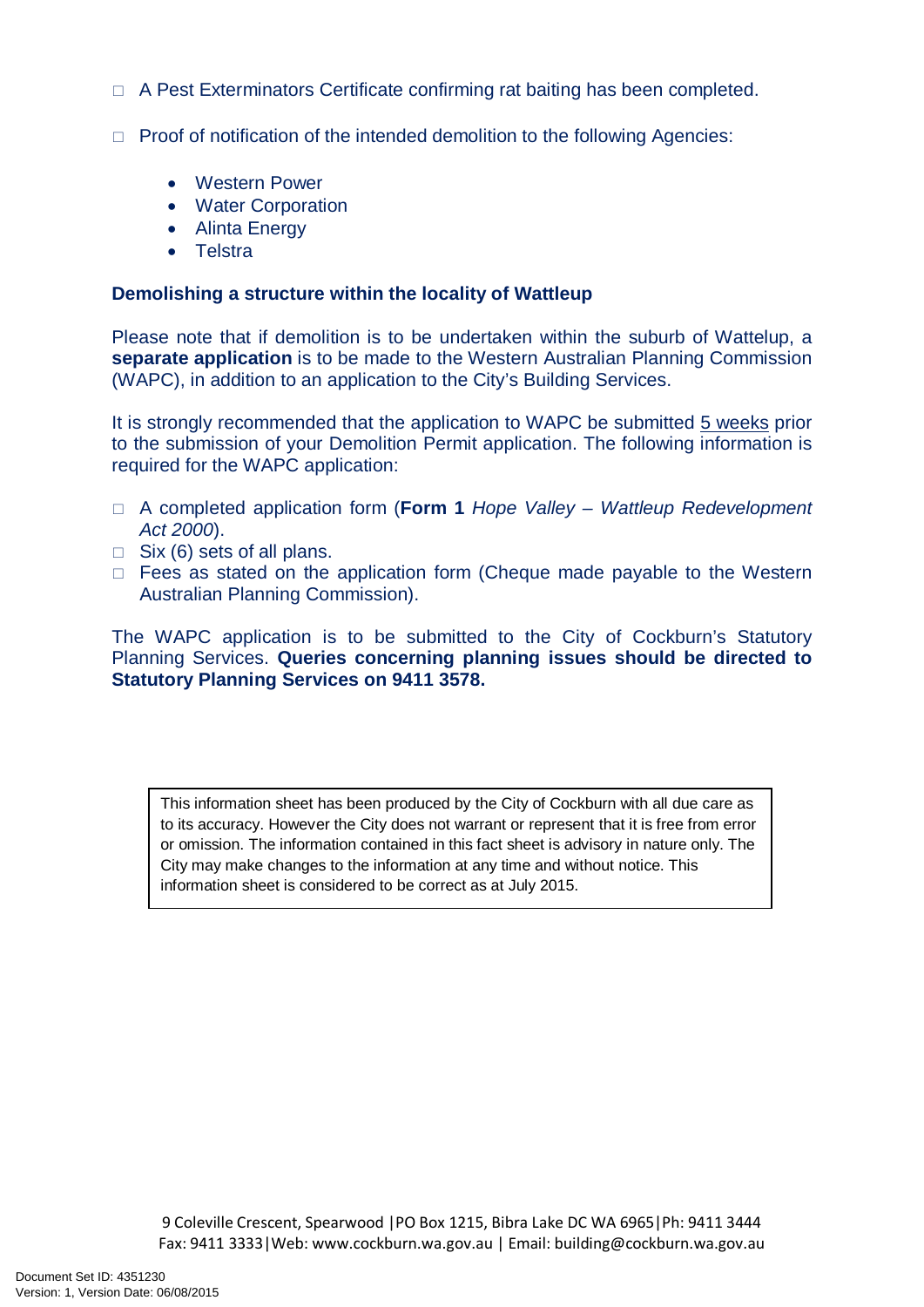- ☐ A Pest Exterminators Certificate confirming rat baiting has been completed.

- ☐ Proof of notification of the intended demolition to the following Agencies:

  - Western Power
  - Water Corporation
  - Alinta Energy
  - Telstra

**Demolishing a structure within the locality of Wattleup**

Please note that if demolition is to be undertaken within the suburb of Wattelup, a **separate application** is to be made to the Western Australian Planning Commission (WAPC), in addition to an application to the City's Building Services.

It is strongly recommended that the application to WAPC be submitted 5 weeks prior to the submission of your Demolition Permit application. The following information is required for the WAPC application:

- ☐ A completed application form (**Form 1** *Hope Valley – Wattleup Redevelopment Act 2000*).
- ☐ Six (6) sets of all plans.
- ☐ Fees as stated on the application form (Cheque made payable to the Western Australian Planning Commission).

The WAPC application is to be submitted to the City of Cockburn's Statutory Planning Services. **Queries concerning planning issues should be directed to Statutory Planning Services on 9411 3578.**

> This information sheet has been produced by the City of Cockburn with all due care as to its accuracy. However the City does not warrant or represent that it is free from error or omission. The information contained in this fact sheet is advisory in nature only. The City may make changes to the information at any time and without notice. This information sheet is considered to be correct as at July 2015.

9 Coleville Crescent, Spearwood |PO Box 1215, Bibra Lake DC WA 6965|Ph: 9411 3444
Fax: 9411 3333|Web: www.cockburn.wa.gov.au | Email: building@cockburn.wa.gov.au